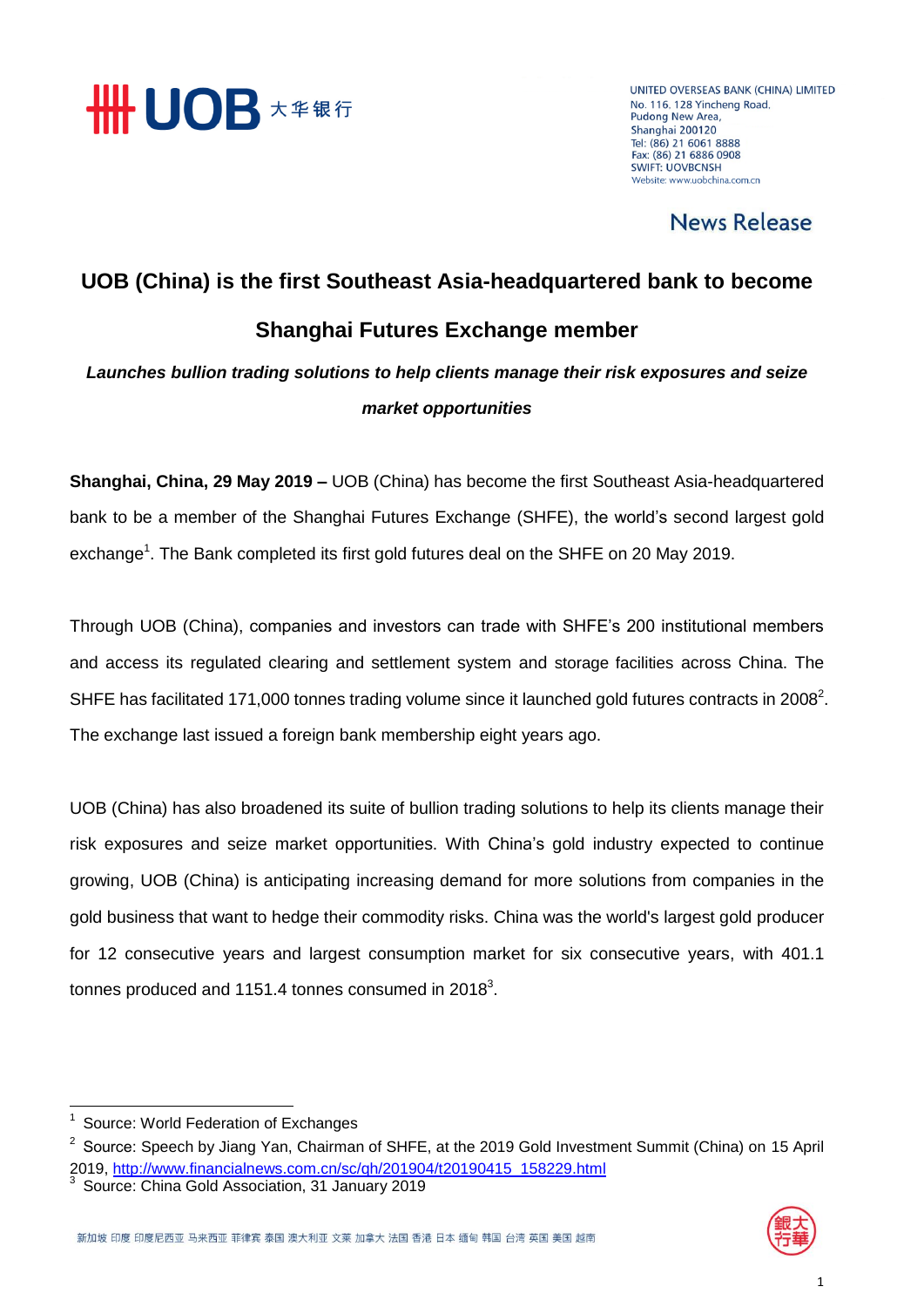UNITED OVERSEAS BANK (CHINA) LIMITED
No. 116, 128 Yincheng Road,
Pudong New Area,
Shanghai 200120
Tel: (86) 21 6061 8888
Fax: (86) 21 6886 0908
SWIFT: UOVBCNSH
Website: www.uobchina.com.cn

**News Release**

# UOB (China) is the first Southeast Asia-headquartered bank to become Shanghai Futures Exchange member

***Launches bullion trading solutions to help clients manage their risk exposures and seize market opportunities***

**Shanghai, China, 29 May 2019 –** UOB (China) has become the first Southeast Asia-headquartered bank to be a member of the Shanghai Futures Exchange (SHFE), the world's second largest gold exchange[1]. The Bank completed its first gold futures deal on the SHFE on 20 May 2019.

Through UOB (China), companies and investors can trade with SHFE's 200 institutional members and access its regulated clearing and settlement system and storage facilities across China. The SHFE has facilitated 171,000 tonnes trading volume since it launched gold futures contracts in 2008[2]. The exchange last issued a foreign bank membership eight years ago.

UOB (China) has also broadened its suite of bullion trading solutions to help its clients manage their risk exposures and seize market opportunities. With China's gold industry expected to continue growing, UOB (China) is anticipating increasing demand for more solutions from companies in the gold business that want to hedge their commodity risks. China was the world's largest gold producer for 12 consecutive years and largest consumption market for six consecutive years, with 401.1 tonnes produced and 1151.4 tonnes consumed in 2018[3].

---

[1] Source: World Federation of Exchanges

[2] Source: Speech by Jiang Yan, Chairman of SHFE, at the 2019 Gold Investment Summit (China) on 15 April 2019, http://www.financialnews.com.cn/sc/gh/201904/t20190415_158229.html

[3] Source: China Gold Association, 31 January 2019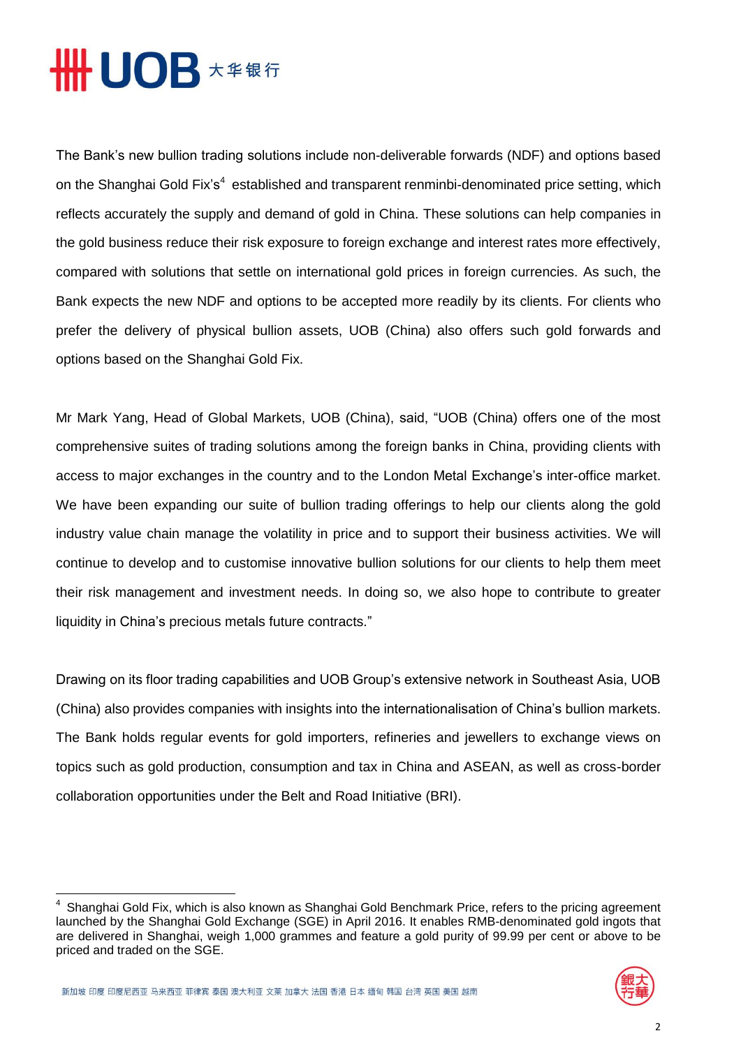The Bank's new bullion trading solutions include non-deliverable forwards (NDF) and options based on the Shanghai Gold Fix's[4] established and transparent renminbi-denominated price setting, which reflects accurately the supply and demand of gold in China. These solutions can help companies in the gold business reduce their risk exposure to foreign exchange and interest rates more effectively, compared with solutions that settle on international gold prices in foreign currencies. As such, the Bank expects the new NDF and options to be accepted more readily by its clients. For clients who prefer the delivery of physical bullion assets, UOB (China) also offers such gold forwards and options based on the Shanghai Gold Fix.

Mr Mark Yang, Head of Global Markets, UOB (China), said, "UOB (China) offers one of the most comprehensive suites of trading solutions among the foreign banks in China, providing clients with access to major exchanges in the country and to the London Metal Exchange's inter-office market. We have been expanding our suite of bullion trading offerings to help our clients along the gold industry value chain manage the volatility in price and to support their business activities. We will continue to develop and to customise innovative bullion solutions for our clients to help them meet their risk management and investment needs. In doing so, we also hope to contribute to greater liquidity in China's precious metals future contracts."

Drawing on its floor trading capabilities and UOB Group's extensive network in Southeast Asia, UOB (China) also provides companies with insights into the internationalisation of China's bullion markets. The Bank holds regular events for gold importers, refineries and jewellers to exchange views on topics such as gold production, consumption and tax in China and ASEAN, as well as cross-border collaboration opportunities under the Belt and Road Initiative (BRI).

[4] Shanghai Gold Fix, which is also known as Shanghai Gold Benchmark Price, refers to the pricing agreement launched by the Shanghai Gold Exchange (SGE) in April 2016. It enables RMB-denominated gold ingots that are delivered in Shanghai, weigh 1,000 grammes and feature a gold purity of 99.99 per cent or above to be priced and traded on the SGE.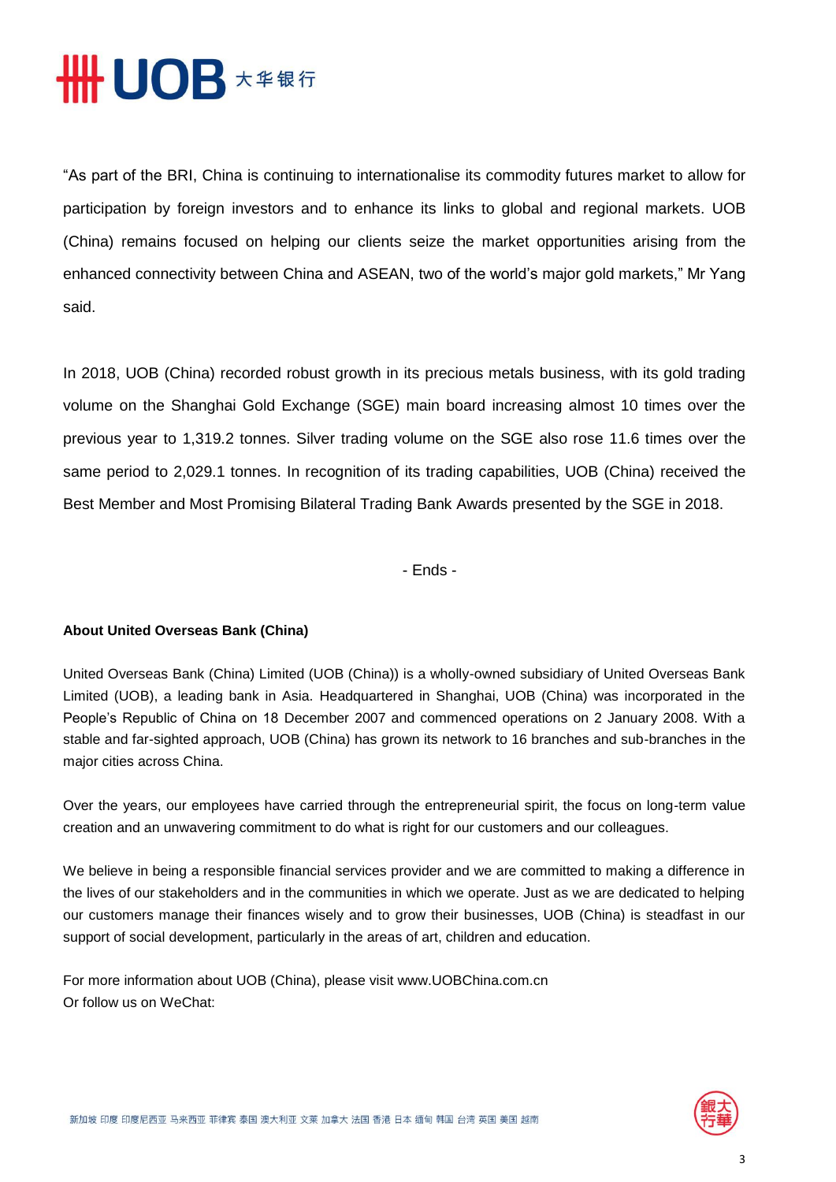"As part of the BRI, China is continuing to internationalise its commodity futures market to allow for participation by foreign investors and to enhance its links to global and regional markets. UOB (China) remains focused on helping our clients seize the market opportunities arising from the enhanced connectivity between China and ASEAN, two of the world's major gold markets," Mr Yang said.

In 2018, UOB (China) recorded robust growth in its precious metals business, with its gold trading volume on the Shanghai Gold Exchange (SGE) main board increasing almost 10 times over the previous year to 1,319.2 tonnes. Silver trading volume on the SGE also rose 11.6 times over the same period to 2,029.1 tonnes. In recognition of its trading capabilities, UOB (China) received the Best Member and Most Promising Bilateral Trading Bank Awards presented by the SGE in 2018.

- Ends -

**About United Overseas Bank (China)**

United Overseas Bank (China) Limited (UOB (China)) is a wholly-owned subsidiary of United Overseas Bank Limited (UOB), a leading bank in Asia. Headquartered in Shanghai, UOB (China) was incorporated in the People's Republic of China on 18 December 2007 and commenced operations on 2 January 2008. With a stable and far-sighted approach, UOB (China) has grown its network to 16 branches and sub-branches in the major cities across China.

Over the years, our employees have carried through the entrepreneurial spirit, the focus on long-term value creation and an unwavering commitment to do what is right for our customers and our colleagues.

We believe in being a responsible financial services provider and we are committed to making a difference in the lives of our stakeholders and in the communities in which we operate. Just as we are dedicated to helping our customers manage their finances wisely and to grow their businesses, UOB (China) is steadfast in our support of social development, particularly in the areas of art, children and education.

For more information about UOB (China), please visit www.UOBChina.com.cn
Or follow us on WeChat: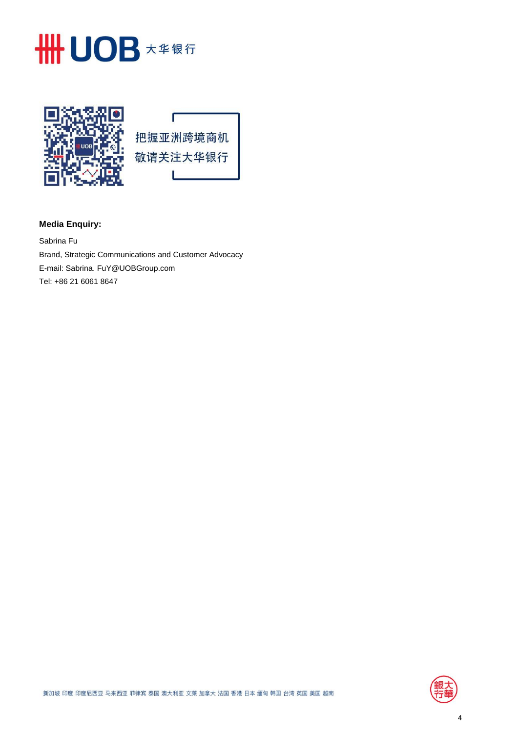把握亚洲跨境商机
敬请关注大华银行

**Media Enquiry:**

Sabrina Fu
Brand, Strategic Communications and Customer Advocacy
E-mail: Sabrina. FuY@UOBGroup.com
Tel: +86 21 6061 8647

新加坡 印度 印度尼西亚 马来西亚 菲律宾 泰国 澳大利亚 文莱 加拿大 法国 香港 日本 缅甸 韩国 台湾 英国 美国 越南